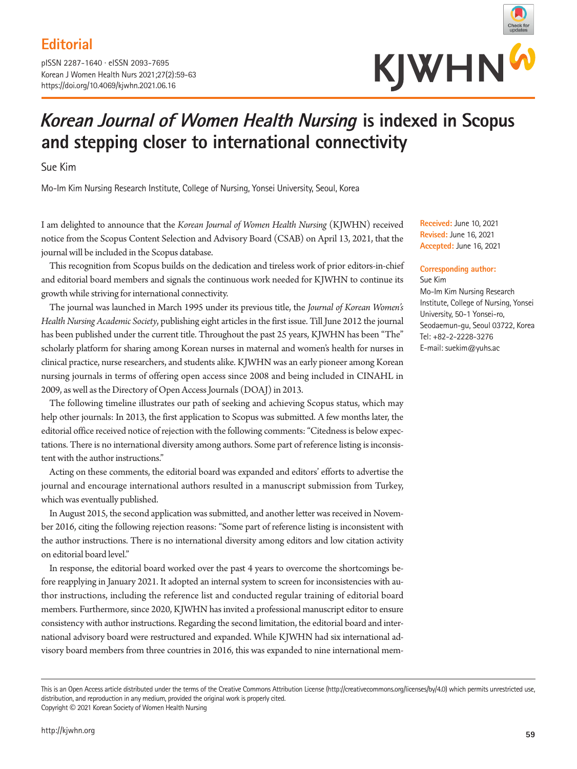Editorial

pISSN 2287-1640 · eISSN 2093-7695
Korean J Women Health Nurs 2021;27(2):59-63
https://doi.org/10.4069/kjwhn.2021.06.16

# *Korean Journal of Women Health Nursing* is indexed in Scopus and stepping closer to international connectivity

Sue Kim

Mo-Im Kim Nursing Research Institute, College of Nursing, Yonsei University, Seoul, Korea

**Received:** June 10, 2021
**Revised:** June 16, 2021
**Accepted:** June 16, 2021

**Corresponding author:**
Sue Kim
Mo-Im Kim Nursing Research Institute, College of Nursing, Yonsei University, 50-1 Yonsei-ro, Seodaemun-gu, Seoul 03722, Korea
Tel: +82-2-2228-3276
E-mail: suekim@yuhs.ac

I am delighted to announce that the *Korean Journal of Women Health Nursing* (KJWHN) received notice from the Scopus Content Selection and Advisory Board (CSAB) on April 13, 2021, that the journal will be included in the Scopus database.

This recognition from Scopus builds on the dedication and tireless work of prior editors-in-chief and editorial board members and signals the continuous work needed for KJWHN to continue its growth while striving for international connectivity.

The journal was launched in March 1995 under its previous title, the *Journal of Korean Women's Health Nursing Academic Society*, publishing eight articles in the first issue. Till June 2012 the journal has been published under the current title. Throughout the past 25 years, KJWHN has been "The" scholarly platform for sharing among Korean nurses in maternal and women's health for nurses in clinical practice, nurse researchers, and students alike. KJWHN was an early pioneer among Korean nursing journals in terms of offering open access since 2008 and being included in CINAHL in 2009, as well as the Directory of Open Access Journals (DOAJ) in 2013.

The following timeline illustrates our path of seeking and achieving Scopus status, which may help other journals: In 2013, the first application to Scopus was submitted. A few months later, the editorial office received notice of rejection with the following comments: "Citedness is below expectations. There is no international diversity among authors. Some part of reference listing is inconsistent with the author instructions."

Acting on these comments, the editorial board was expanded and editors' efforts to advertise the journal and encourage international authors resulted in a manuscript submission from Turkey, which was eventually published.

In August 2015, the second application was submitted, and another letter was received in November 2016, citing the following rejection reasons: "Some part of reference listing is inconsistent with the author instructions. There is no international diversity among editors and low citation activity on editorial board level."

In response, the editorial board worked over the past 4 years to overcome the shortcomings before reapplying in January 2021. It adopted an internal system to screen for inconsistencies with author instructions, including the reference list and conducted regular training of editorial board members. Furthermore, since 2020, KJWHN has invited a professional manuscript editor to ensure consistency with author instructions. Regarding the second limitation, the editorial board and international advisory board were restructured and expanded. While KJWHN had six international advisory board members from three countries in 2016, this was expanded to nine international mem-

This is an Open Access article distributed under the terms of the Creative Commons Attribution License (http://creativecommons.org/licenses/by/4.0) which permits unrestricted use, distribution, and reproduction in any medium, provided the original work is properly cited.
Copyright © 2021 Korean Society of Women Health Nursing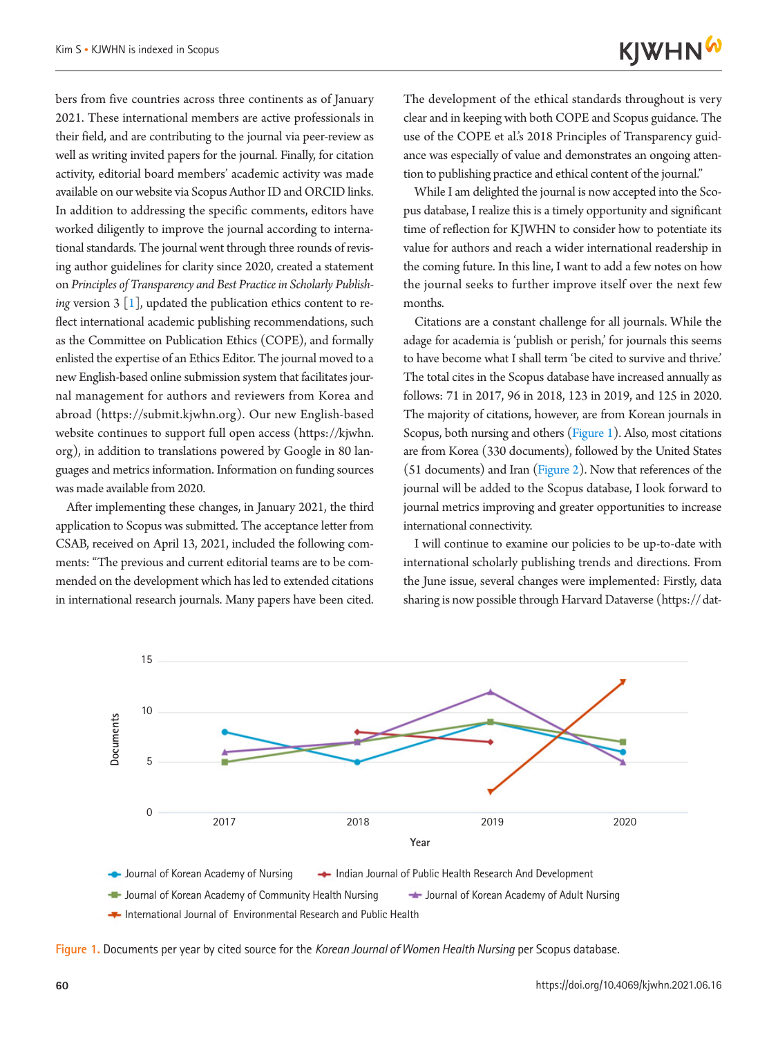bers from five countries across three continents as of January 2021. These international members are active professionals in their field, and are contributing to the journal via peer-review as well as writing invited papers for the journal. Finally, for citation activity, editorial board members' academic activity was made available on our website via Scopus Author ID and ORCID links. In addition to addressing the specific comments, editors have worked diligently to improve the journal according to international standards. The journal went through three rounds of revising author guidelines for clarity since 2020, created a statement on *Principles of Transparency and Best Practice in Scholarly Publishing* version 3 [1], updated the publication ethics content to reflect international academic publishing recommendations, such as the Committee on Publication Ethics (COPE), and formally enlisted the expertise of an Ethics Editor. The journal moved to a new English-based online submission system that facilitates journal management for authors and reviewers from Korea and abroad (https://submit.kjwhn.org). Our new English-based website continues to support full open access (https://kjwhn.org), in addition to translations powered by Google in 80 languages and metrics information. Information on funding sources was made available from 2020.

After implementing these changes, in January 2021, the third application to Scopus was submitted. The acceptance letter from CSAB, received on April 13, 2021, included the following comments: "The previous and current editorial teams are to be commended on the development which has led to extended citations in international research journals. Many papers have been cited. The development of the ethical standards throughout is very clear and in keeping with both COPE and Scopus guidance. The use of the COPE et al.'s 2018 Principles of Transparency guidance was especially of value and demonstrates an ongoing attention to publishing practice and ethical content of the journal."

While I am delighted the journal is now accepted into the Scopus database, I realize this is a timely opportunity and significant time of reflection for KJWHN to consider how to potentiate its value for authors and reach a wider international readership in the coming future. In this line, I want to add a few notes on how the journal seeks to further improve itself over the next few months.

Citations are a constant challenge for all journals. While the adage for academia is 'publish or perish,' for journals this seems to have become what I shall term 'be cited to survive and thrive.' The total cites in the Scopus database have increased annually as follows: 71 in 2017, 96 in 2018, 123 in 2019, and 125 in 2020. The majority of citations, however, are from Korean journals in Scopus, both nursing and others (Figure 1). Also, most citations are from Korea (330 documents), followed by the United States (51 documents) and Iran (Figure 2). Now that references of the journal will be added to the Scopus database, I look forward to journal metrics improving and greater opportunities to increase international connectivity.

I will continue to examine our policies to be up-to-date with international scholarly publishing trends and directions. From the June issue, several changes were implemented: Firstly, data sharing is now possible through Harvard Dataverse (https:// dat-

Figure 1. Documents per year by cited source for the *Korean Journal of Women Health Nursing* per Scopus database.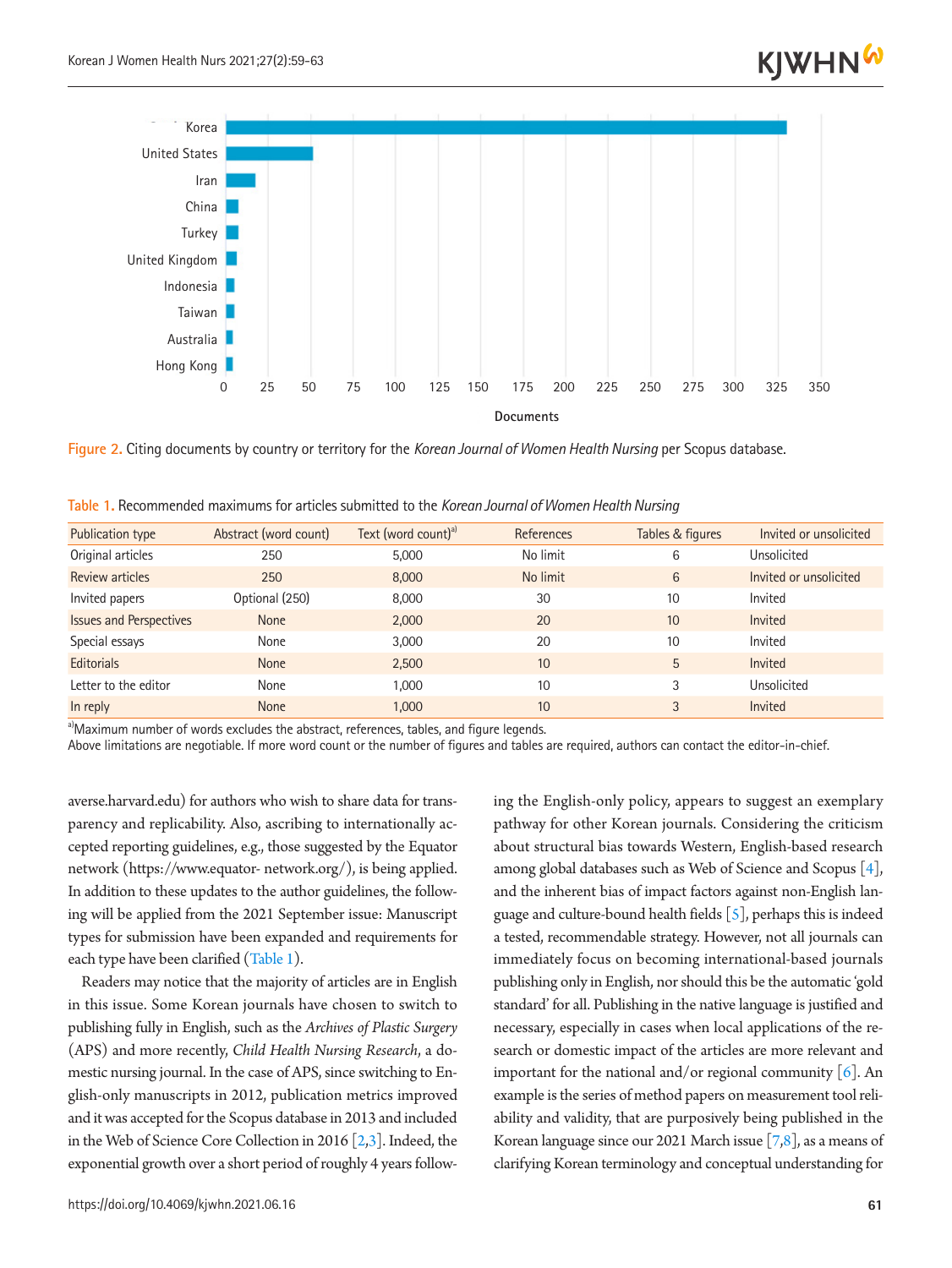Korea
United States
Iran
China
Turkey
United Kingdom
Indonesia
Taiwan
Australia
Hong Kong

0 25 50 75 100 125 150 175 200 225 250 275 300 325 350

Documents

Figure 2. Citing documents by country or territory for the *Korean Journal of Women Health Nursing* per Scopus database.

Table 1. Recommended maximums for articles submitted to the *Korean Journal of Women Health Nursing*

| Publication type | Abstract (word count) | Text (word count)[a] | References | Tables & figures | Invited or unsolicited |
|---|---|---|---|---|---|
| Original articles | 250 | 5,000 | No limit | 6 | Unsolicited |
| Review articles | 250 | 8,000 | No limit | 6 | Invited or unsolicited |
| Invited papers | Optional (250) | 8,000 | 30 | 10 | Invited |
| Issues and Perspectives | None | 2,000 | 20 | 10 | Invited |
| Special essays | None | 3,000 | 20 | 10 | Invited |
| Editorials | None | 2,500 | 10 | 5 | Invited |
| Letter to the editor | None | 1,000 | 10 | 3 | Unsolicited |
| In reply | None | 1,000 | 10 | 3 | Invited |

[a]Maximum number of words excludes the abstract, references, tables, and figure legends.
Above limitations are negotiable. If more word count or the number of figures and tables are required, authors can contact the editor-in-chief.

averse.harvard.edu) for authors who wish to share data for transparency and replicability. Also, ascribing to internationally accepted reporting guidelines, e.g., those suggested by the Equator network (https://www.equator- network.org/), is being applied. In addition to these updates to the author guidelines, the following will be applied from the 2021 September issue: Manuscript types for submission have been expanded and requirements for each type have been clarified (Table 1).

Readers may notice that the majority of articles are in English in this issue. Some Korean journals have chosen to switch to publishing fully in English, such as the *Archives of Plastic Surgery* (APS) and more recently, *Child Health Nursing Research*, a domestic nursing journal. In the case of APS, since switching to English-only manuscripts in 2012, publication metrics improved and it was accepted for the Scopus database in 2013 and included in the Web of Science Core Collection in 2016 [2,3]. Indeed, the exponential growth over a short period of roughly 4 years following the English-only policy, appears to suggest an exemplary pathway for other Korean journals. Considering the criticism about structural bias towards Western, English-based research among global databases such as Web of Science and Scopus [4], and the inherent bias of impact factors against non-English language and culture-bound health fields [5], perhaps this is indeed a tested, recommendable strategy. However, not all journals can immediately focus on becoming international-based journals publishing only in English, nor should this be the automatic 'gold standard' for all. Publishing in the native language is justified and necessary, especially in cases when local applications of the research or domestic impact of the articles are more relevant and important for the national and/or regional community [6]. An example is the series of method papers on measurement tool reliability and validity, that are purposively being published in the Korean language since our 2021 March issue [7,8], as a means of clarifying Korean terminology and conceptual understanding for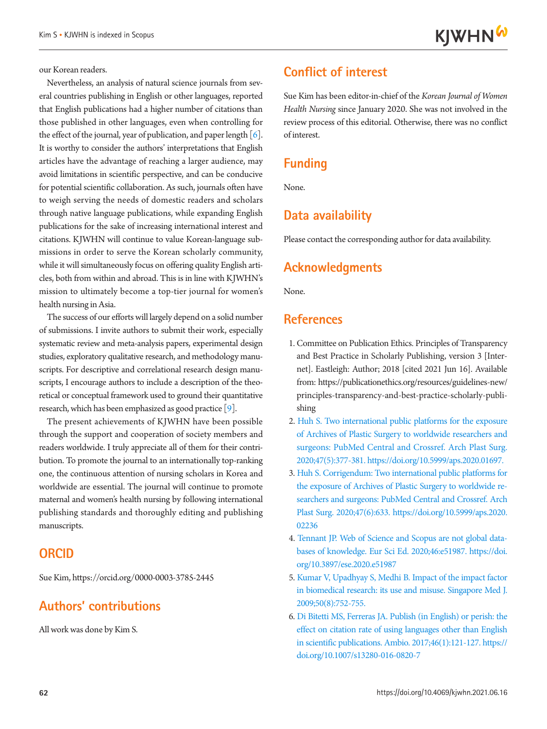our Korean readers.

Nevertheless, an analysis of natural science journals from several countries publishing in English or other languages, reported that English publications had a higher number of citations than those published in other languages, even when controlling for the effect of the journal, year of publication, and paper length [6]. It is worthy to consider the authors' interpretations that English articles have the advantage of reaching a larger audience, may avoid limitations in scientific perspective, and can be conducive for potential scientific collaboration. As such, journals often have to weigh serving the needs of domestic readers and scholars through native language publications, while expanding English publications for the sake of increasing international interest and citations. KJWHN will continue to value Korean-language submissions in order to serve the Korean scholarly community, while it will simultaneously focus on offering quality English articles, both from within and abroad. This is in line with KJWHN's mission to ultimately become a top-tier journal for women's health nursing in Asia.

The success of our efforts will largely depend on a solid number of submissions. I invite authors to submit their work, especially systematic review and meta-analysis papers, experimental design studies, exploratory qualitative research, and methodology manuscripts. For descriptive and correlational research design manuscripts, I encourage authors to include a description of the theoretical or conceptual framework used to ground their quantitative research, which has been emphasized as good practice [9].

The present achievements of KJWHN have been possible through the support and cooperation of society members and readers worldwide. I truly appreciate all of them for their contribution. To promote the journal to an internationally top-ranking one, the continuous attention of nursing scholars in Korea and worldwide are essential. The journal will continue to promote maternal and women's health nursing by following international publishing standards and thoroughly editing and publishing manuscripts.

## ORCID

Sue Kim, https://orcid.org/0000-0003-3785-2445

## Authors' contributions

All work was done by Kim S.

## Conflict of interest

Sue Kim has been editor-in-chief of the *Korean Journal of Women Health Nursing* since January 2020. She was not involved in the review process of this editorial. Otherwise, there was no conflict of interest.

## Funding

None.

## Data availability

Please contact the corresponding author for data availability.

## Acknowledgments

None.

## References

1. Committee on Publication Ethics. Principles of Transparency and Best Practice in Scholarly Publishing, version 3 [Internet]. Eastleigh: Author; 2018 [cited 2021 Jun 16]. Available from: https://publicationethics.org/resources/guidelines-new/principles-transparency-and-best-practice-scholarly-publishing
2. Huh S. Two international public platforms for the exposure of Archives of Plastic Surgery to worldwide researchers and surgeons: PubMed Central and Crossref. Arch Plast Surg. 2020;47(5):377-381. https://doi.org/10.5999/aps.2020.01697.
3. Huh S. Corrigendum: Two international public platforms for the exposure of Archives of Plastic Surgery to worldwide researchers and surgeons: PubMed Central and Crossref. Arch Plast Surg. 2020;47(6):633. https://doi.org/10.5999/aps.2020.02236
4. Tennant JP. Web of Science and Scopus are not global databases of knowledge. Eur Sci Ed. 2020;46:e51987. https://doi.org/10.3897/ese.2020.e51987
5. Kumar V, Upadhyay S, Medhi B. Impact of the impact factor in biomedical research: its use and misuse. Singapore Med J. 2009;50(8):752-755.
6. Di Bitetti MS, Ferreras JA. Publish (in English) or perish: the effect on citation rate of using languages other than English in scientific publications. Ambio. 2017;46(1):121-127. https://doi.org/10.1007/s13280-016-0820-7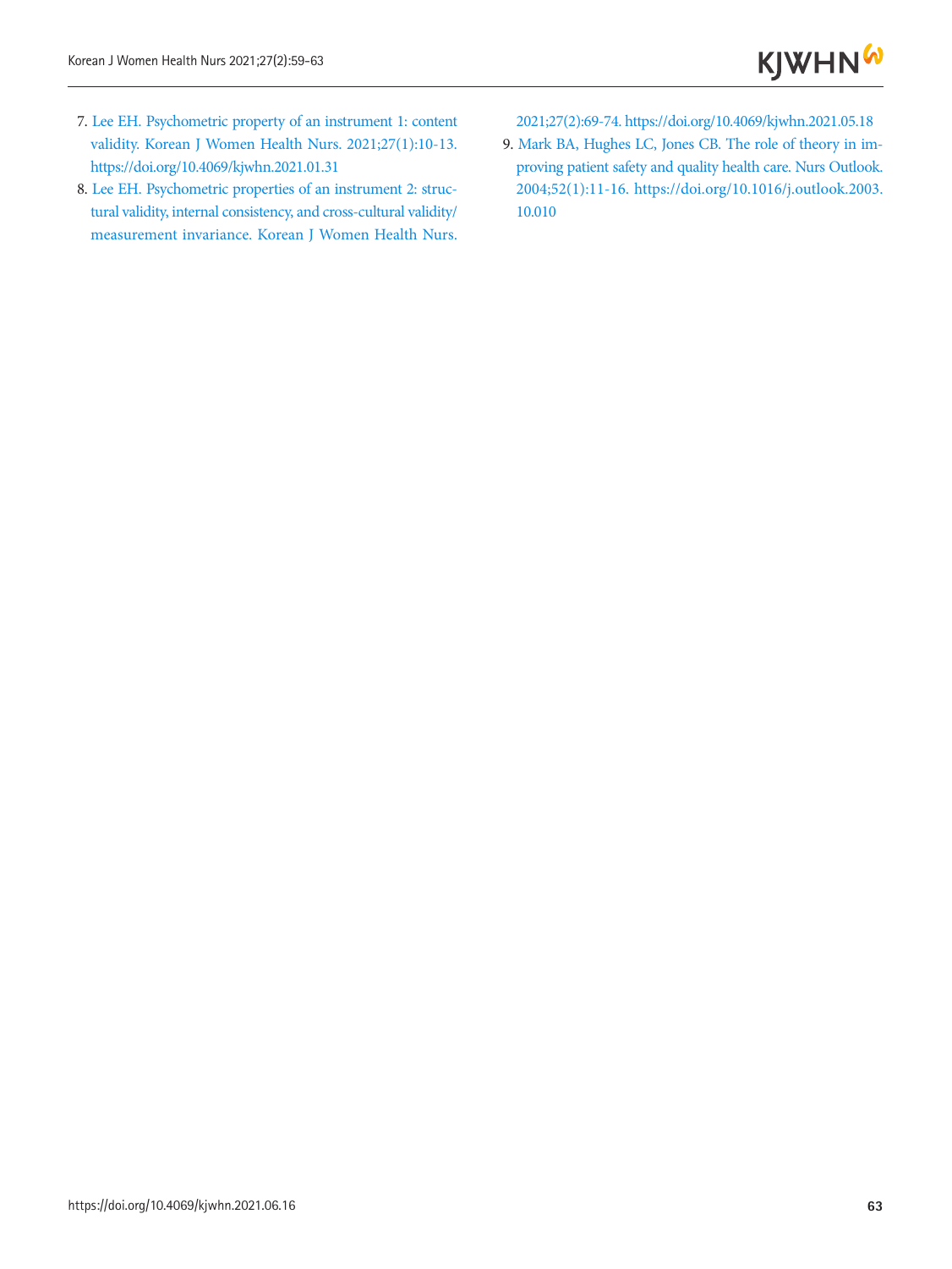7. Lee EH. Psychometric property of an instrument 1: content validity. Korean J Women Health Nurs. 2021;27(1):10-13. https://doi.org/10.4069/kjwhn.2021.01.31
8. Lee EH. Psychometric properties of an instrument 2: structural validity, internal consistency, and cross-cultural validity/measurement invariance. Korean J Women Health Nurs. 2021;27(2):69-74. https://doi.org/10.4069/kjwhn.2021.05.18
9. Mark BA, Hughes LC, Jones CB. The role of theory in improving patient safety and quality health care. Nurs Outlook. 2004;52(1):11-16. https://doi.org/10.1016/j.outlook.2003.10.010